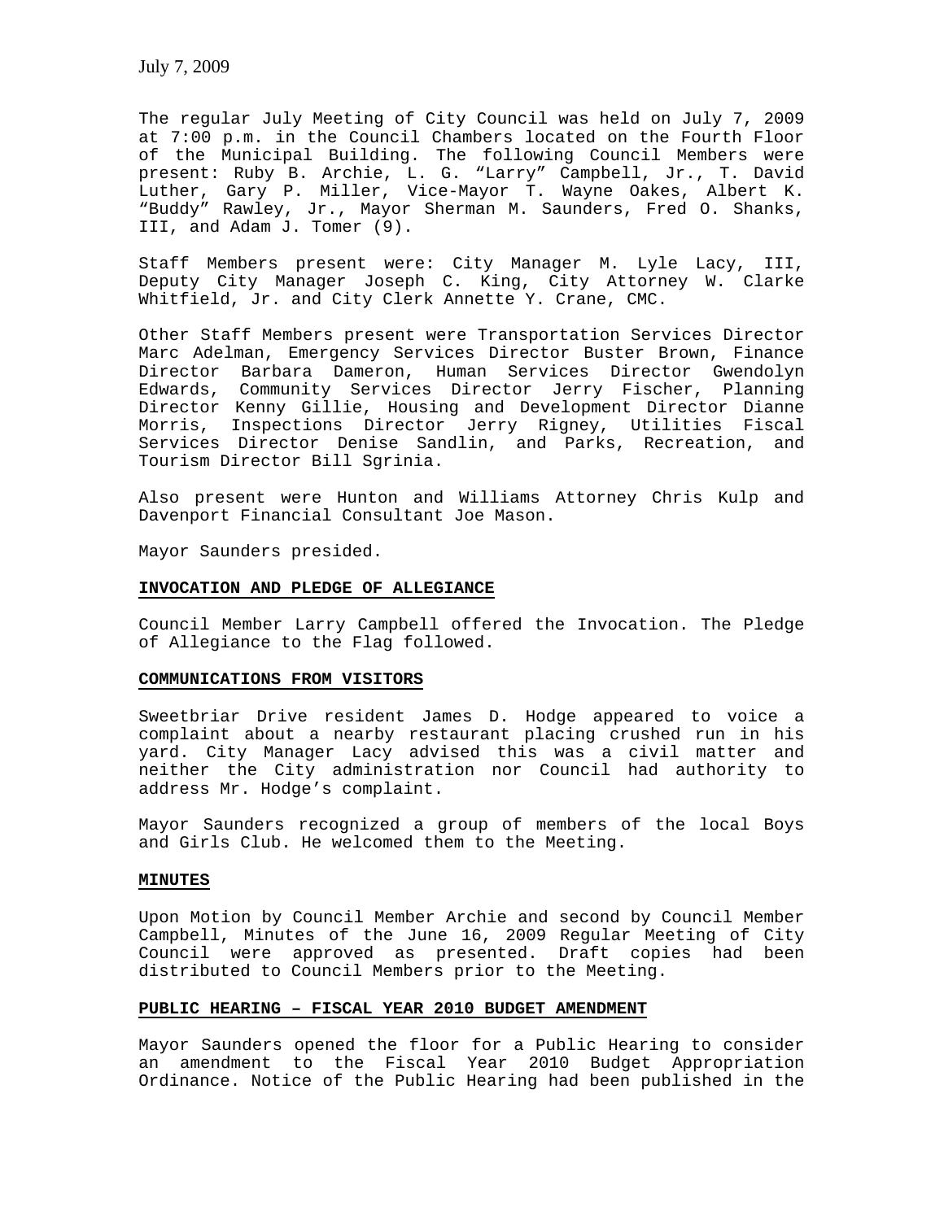July 7, 2009

The regular July Meeting of City Council was held on July 7, 2009 at 7:00 p.m. in the Council Chambers located on the Fourth Floor of the Municipal Building. The following Council Members were present: Ruby B. Archie, L. G. "Larry" Campbell, Jr., T. David Luther, Gary P. Miller, Vice-Mayor T. Wayne Oakes, Albert K. "Buddy" Rawley, Jr., Mayor Sherman M. Saunders, Fred O. Shanks, III, and Adam J. Tomer (9).

Staff Members present were: City Manager M. Lyle Lacy, III, Deputy City Manager Joseph C. King, City Attorney W. Clarke Whitfield, Jr. and City Clerk Annette Y. Crane, CMC.

Other Staff Members present were Transportation Services Director Marc Adelman, Emergency Services Director Buster Brown, Finance Director Barbara Dameron, Human Services Director Gwendolyn Edwards, Community Services Director Jerry Fischer, Planning Director Kenny Gillie, Housing and Development Director Dianne Morris, Inspections Director Jerry Rigney, Utilities Fiscal Services Director Denise Sandlin, and Parks, Recreation, and Tourism Director Bill Sgrinia.

Also present were Hunton and Williams Attorney Chris Kulp and Davenport Financial Consultant Joe Mason.

Mayor Saunders presided.

**INVOCATION AND PLEDGE OF ALLEGIANCE**

Council Member Larry Campbell offered the Invocation. The Pledge of Allegiance to the Flag followed.

**COMMUNICATIONS FROM VISITORS**

Sweetbriar Drive resident James D. Hodge appeared to voice a complaint about a nearby restaurant placing crushed run in his yard. City Manager Lacy advised this was a civil matter and neither the City administration nor Council had authority to address Mr. Hodge's complaint.

Mayor Saunders recognized a group of members of the local Boys and Girls Club. He welcomed them to the Meeting.

**MINUTES**

Upon Motion by Council Member Archie and second by Council Member Campbell, Minutes of the June 16, 2009 Regular Meeting of City Council were approved as presented. Draft copies had been distributed to Council Members prior to the Meeting.

**PUBLIC HEARING – FISCAL YEAR 2010 BUDGET AMENDMENT**

Mayor Saunders opened the floor for a Public Hearing to consider an amendment to the Fiscal Year 2010 Budget Appropriation Ordinance. Notice of the Public Hearing had been published in the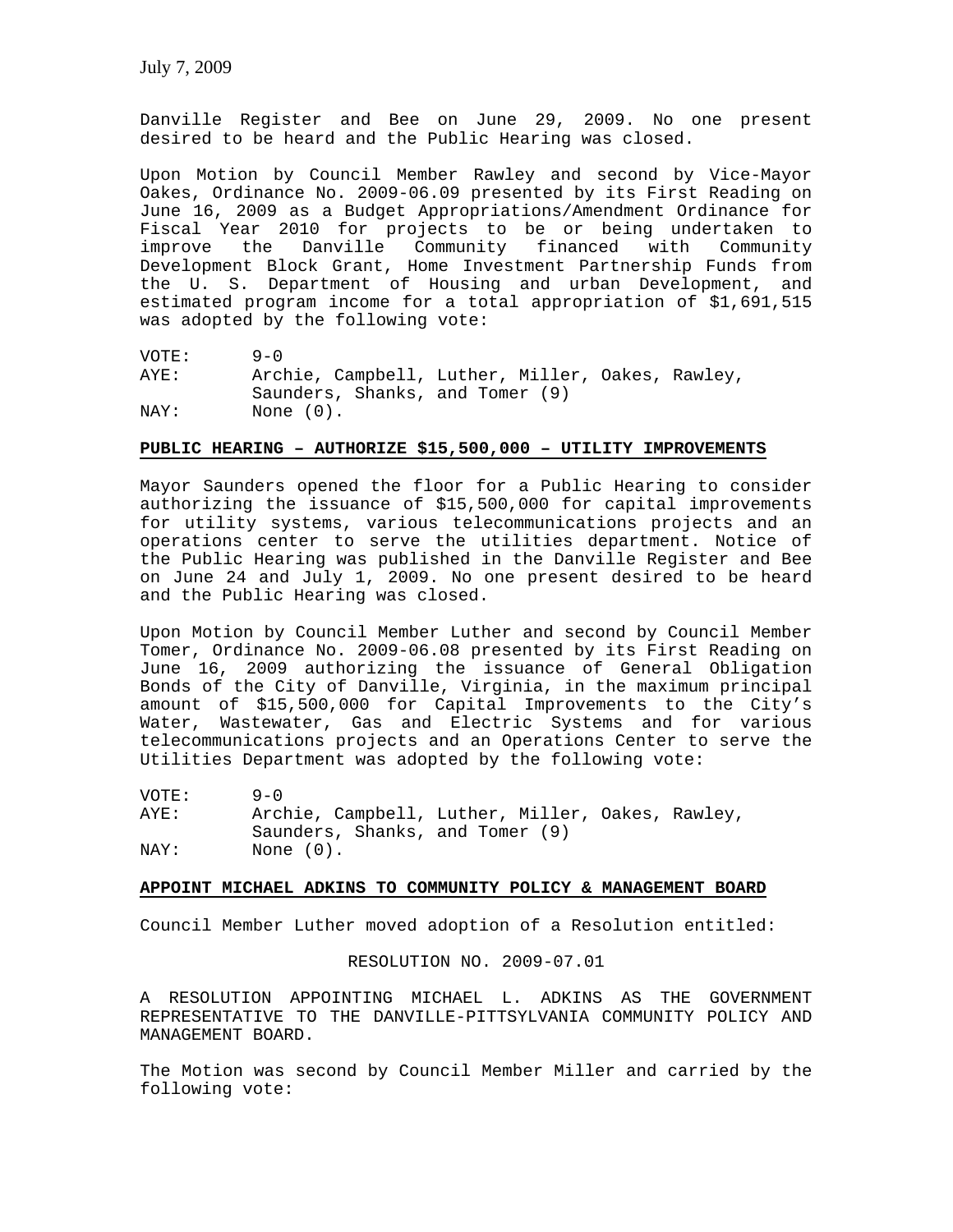Danville Register and Bee on June 29, 2009. No one present desired to be heard and the Public Hearing was closed.

Upon Motion by Council Member Rawley and second by Vice-Mayor Oakes, Ordinance No. 2009-06.09 presented by its First Reading on June 16, 2009 as a Budget Appropriations/Amendment Ordinance for Fiscal Year 2010 for projects to be or being undertaken to improve the Danville Community financed with Community Development Block Grant, Home Investment Partnership Funds from the U. S. Department of Housing and urban Development, and estimated program income for a total appropriation of $1,691,515 was adopted by the following vote:

VOTE: 9-0
AYE: Archie, Campbell, Luther, Miller, Oakes, Rawley, Saunders, Shanks, and Tomer (9)
NAY: None (0).

**PUBLIC HEARING – AUTHORIZE $15,500,000 – UTILITY IMPROVEMENTS**

Mayor Saunders opened the floor for a Public Hearing to consider authorizing the issuance of $15,500,000 for capital improvements for utility systems, various telecommunications projects and an operations center to serve the utilities department. Notice of the Public Hearing was published in the Danville Register and Bee on June 24 and July 1, 2009. No one present desired to be heard and the Public Hearing was closed.

Upon Motion by Council Member Luther and second by Council Member Tomer, Ordinance No. 2009-06.08 presented by its First Reading on June 16, 2009 authorizing the issuance of General Obligation Bonds of the City of Danville, Virginia, in the maximum principal amount of $15,500,000 for Capital Improvements to the City's Water, Wastewater, Gas and Electric Systems and for various telecommunications projects and an Operations Center to serve the Utilities Department was adopted by the following vote:

VOTE: 9-0
AYE: Archie, Campbell, Luther, Miller, Oakes, Rawley, Saunders, Shanks, and Tomer (9)
NAY: None (0).

**APPOINT MICHAEL ADKINS TO COMMUNITY POLICY & MANAGEMENT BOARD**

Council Member Luther moved adoption of a Resolution entitled:

RESOLUTION NO. 2009-07.01

A RESOLUTION APPOINTING MICHAEL L. ADKINS AS THE GOVERNMENT REPRESENTATIVE TO THE DANVILLE-PITTSYLVANIA COMMUNITY POLICY AND MANAGEMENT BOARD.

The Motion was second by Council Member Miller and carried by the following vote: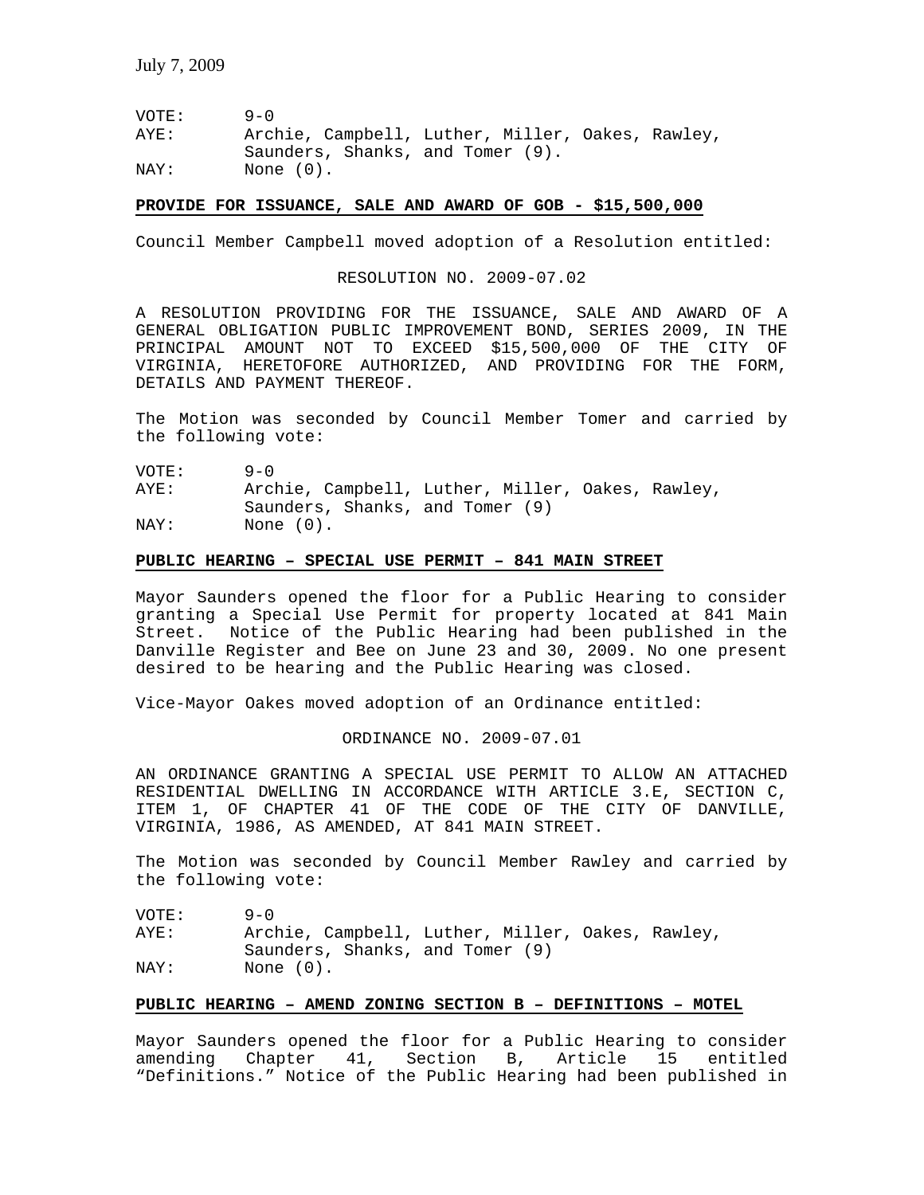VOTE: 9-0
AYE: Archie, Campbell, Luther, Miller, Oakes, Rawley, Saunders, Shanks, and Tomer (9).
NAY: None (0).

**PROVIDE FOR ISSUANCE, SALE AND AWARD OF GOB - $15,500,000**

Council Member Campbell moved adoption of a Resolution entitled:

RESOLUTION NO. 2009-07.02

A RESOLUTION PROVIDING FOR THE ISSUANCE, SALE AND AWARD OF A GENERAL OBLIGATION PUBLIC IMPROVEMENT BOND, SERIES 2009, IN THE PRINCIPAL AMOUNT NOT TO EXCEED $15,500,000 OF THE CITY OF VIRGINIA, HERETOFORE AUTHORIZED, AND PROVIDING FOR THE FORM, DETAILS AND PAYMENT THEREOF.

The Motion was seconded by Council Member Tomer and carried by the following vote:

VOTE: 9-0
AYE: Archie, Campbell, Luther, Miller, Oakes, Rawley, Saunders, Shanks, and Tomer (9)
NAY: None (0).

**PUBLIC HEARING – SPECIAL USE PERMIT – 841 MAIN STREET**

Mayor Saunders opened the floor for a Public Hearing to consider granting a Special Use Permit for property located at 841 Main Street. Notice of the Public Hearing had been published in the Danville Register and Bee on June 23 and 30, 2009. No one present desired to be hearing and the Public Hearing was closed.

Vice-Mayor Oakes moved adoption of an Ordinance entitled:

ORDINANCE NO. 2009-07.01

AN ORDINANCE GRANTING A SPECIAL USE PERMIT TO ALLOW AN ATTACHED RESIDENTIAL DWELLING IN ACCORDANCE WITH ARTICLE 3.E, SECTION C, ITEM 1, OF CHAPTER 41 OF THE CODE OF THE CITY OF DANVILLE, VIRGINIA, 1986, AS AMENDED, AT 841 MAIN STREET.

The Motion was seconded by Council Member Rawley and carried by the following vote:

VOTE: 9-0
AYE: Archie, Campbell, Luther, Miller, Oakes, Rawley, Saunders, Shanks, and Tomer (9)
NAY: None (0).

**PUBLIC HEARING – AMEND ZONING SECTION B – DEFINITIONS – MOTEL**

Mayor Saunders opened the floor for a Public Hearing to consider amending Chapter 41, Section B, Article 15 entitled "Definitions." Notice of the Public Hearing had been published in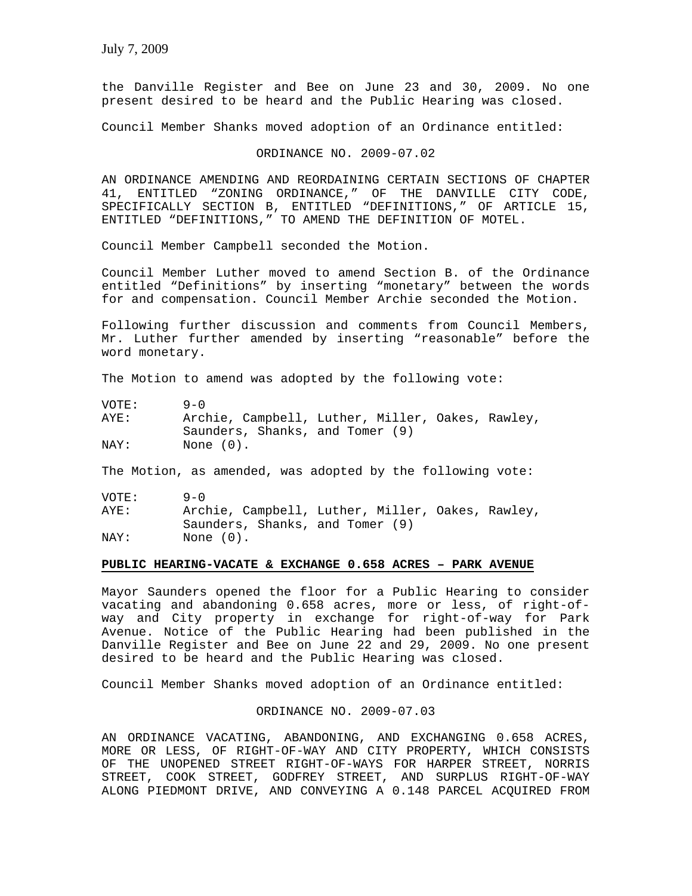the Danville Register and Bee on June 23 and 30, 2009. No one present desired to be heard and the Public Hearing was closed.

Council Member Shanks moved adoption of an Ordinance entitled:

ORDINANCE NO. 2009-07.02

AN ORDINANCE AMENDING AND REORDAINING CERTAIN SECTIONS OF CHAPTER 41, ENTITLED “ZONING ORDINANCE,” OF THE DANVILLE CITY CODE, SPECIFICALLY SECTION B, ENTITLED “DEFINITIONS,” OF ARTICLE 15, ENTITLED “DEFINITIONS,” TO AMEND THE DEFINITION OF MOTEL.

Council Member Campbell seconded the Motion.

Council Member Luther moved to amend Section B. of the Ordinance entitled “Definitions” by inserting “monetary” between the words for and compensation. Council Member Archie seconded the Motion.

Following further discussion and comments from Council Members, Mr. Luther further amended by inserting “reasonable” before the word monetary.

The Motion to amend was adopted by the following vote:

VOTE: 9-0
AYE: Archie, Campbell, Luther, Miller, Oakes, Rawley, Saunders, Shanks, and Tomer (9)
NAY: None (0).

The Motion, as amended, was adopted by the following vote:

VOTE: 9-0
AYE: Archie, Campbell, Luther, Miller, Oakes, Rawley, Saunders, Shanks, and Tomer (9)
NAY: None (0).

**PUBLIC HEARING-VACATE & EXCHANGE 0.658 ACRES – PARK AVENUE**

Mayor Saunders opened the floor for a Public Hearing to consider vacating and abandoning 0.658 acres, more or less, of right-of-way and City property in exchange for right-of-way for Park Avenue. Notice of the Public Hearing had been published in the Danville Register and Bee on June 22 and 29, 2009. No one present desired to be heard and the Public Hearing was closed.

Council Member Shanks moved adoption of an Ordinance entitled:

ORDINANCE NO. 2009-07.03

AN ORDINANCE VACATING, ABANDONING, AND EXCHANGING 0.658 ACRES, MORE OR LESS, OF RIGHT-OF-WAY AND CITY PROPERTY, WHICH CONSISTS OF THE UNOPENED STREET RIGHT-OF-WAYS FOR HARPER STREET, NORRIS STREET, COOK STREET, GODFREY STREET, AND SURPLUS RIGHT-OF-WAY ALONG PIEDMONT DRIVE, AND CONVEYING A 0.148 PARCEL ACQUIRED FROM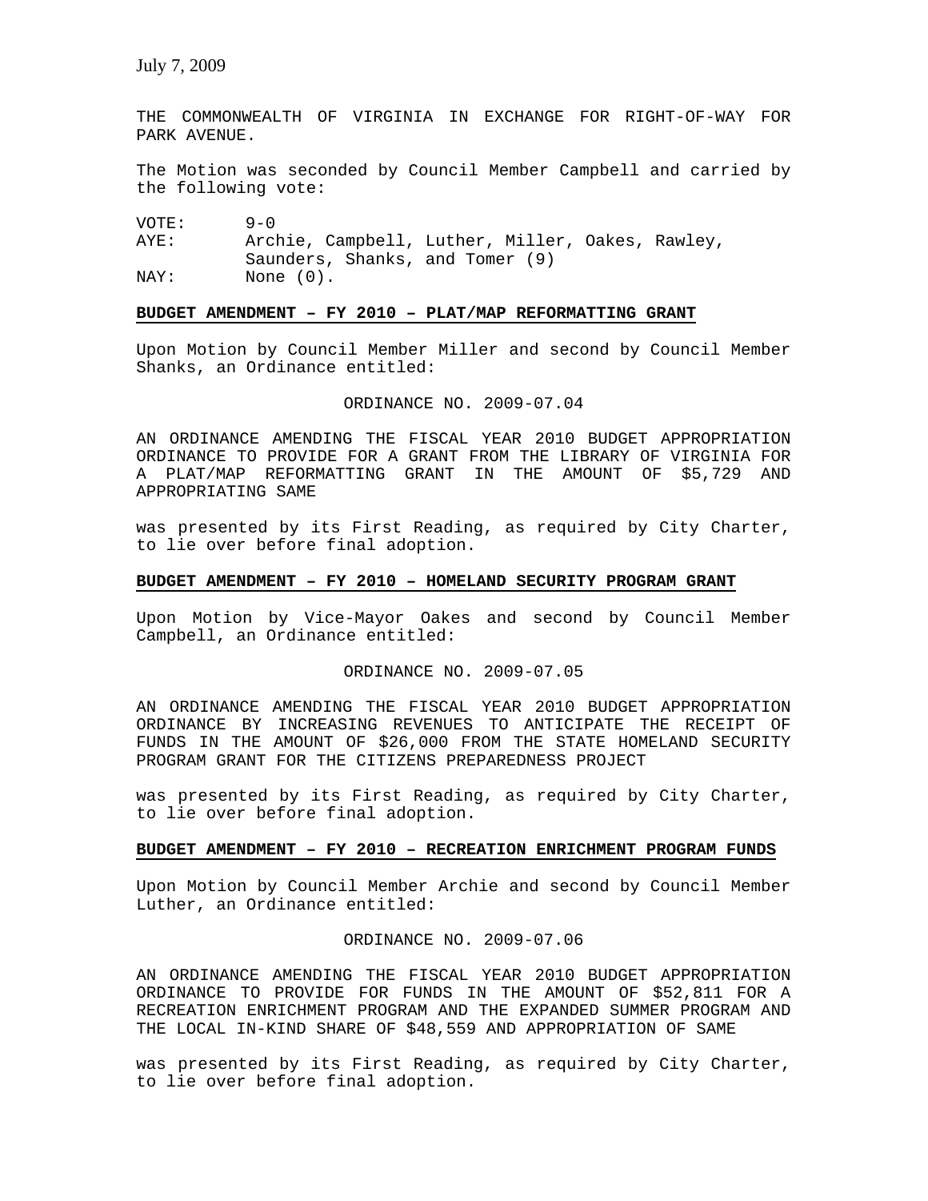THE COMMONWEALTH OF VIRGINIA IN EXCHANGE FOR RIGHT-OF-WAY FOR PARK AVENUE.

The Motion was seconded by Council Member Campbell and carried by the following vote:

VOTE: 9-0
AYE: Archie, Campbell, Luther, Miller, Oakes, Rawley, Saunders, Shanks, and Tomer (9)
NAY: None (0).

**BUDGET AMENDMENT – FY 2010 – PLAT/MAP REFORMATTING GRANT**

Upon Motion by Council Member Miller and second by Council Member Shanks, an Ordinance entitled:

ORDINANCE NO. 2009-07.04

AN ORDINANCE AMENDING THE FISCAL YEAR 2010 BUDGET APPROPRIATION ORDINANCE TO PROVIDE FOR A GRANT FROM THE LIBRARY OF VIRGINIA FOR A PLAT/MAP REFORMATTING GRANT IN THE AMOUNT OF $5,729 AND APPROPRIATING SAME

was presented by its First Reading, as required by City Charter, to lie over before final adoption.

**BUDGET AMENDMENT – FY 2010 – HOMELAND SECURITY PROGRAM GRANT**

Upon Motion by Vice-Mayor Oakes and second by Council Member Campbell, an Ordinance entitled:

ORDINANCE NO. 2009-07.05

AN ORDINANCE AMENDING THE FISCAL YEAR 2010 BUDGET APPROPRIATION ORDINANCE BY INCREASING REVENUES TO ANTICIPATE THE RECEIPT OF FUNDS IN THE AMOUNT OF $26,000 FROM THE STATE HOMELAND SECURITY PROGRAM GRANT FOR THE CITIZENS PREPAREDNESS PROJECT

was presented by its First Reading, as required by City Charter, to lie over before final adoption.

**BUDGET AMENDMENT – FY 2010 – RECREATION ENRICHMENT PROGRAM FUNDS**

Upon Motion by Council Member Archie and second by Council Member Luther, an Ordinance entitled:

ORDINANCE NO. 2009-07.06

AN ORDINANCE AMENDING THE FISCAL YEAR 2010 BUDGET APPROPRIATION ORDINANCE TO PROVIDE FOR FUNDS IN THE AMOUNT OF $52,811 FOR A RECREATION ENRICHMENT PROGRAM AND THE EXPANDED SUMMER PROGRAM AND THE LOCAL IN-KIND SHARE OF $48,559 AND APPROPRIATION OF SAME

was presented by its First Reading, as required by City Charter, to lie over before final adoption.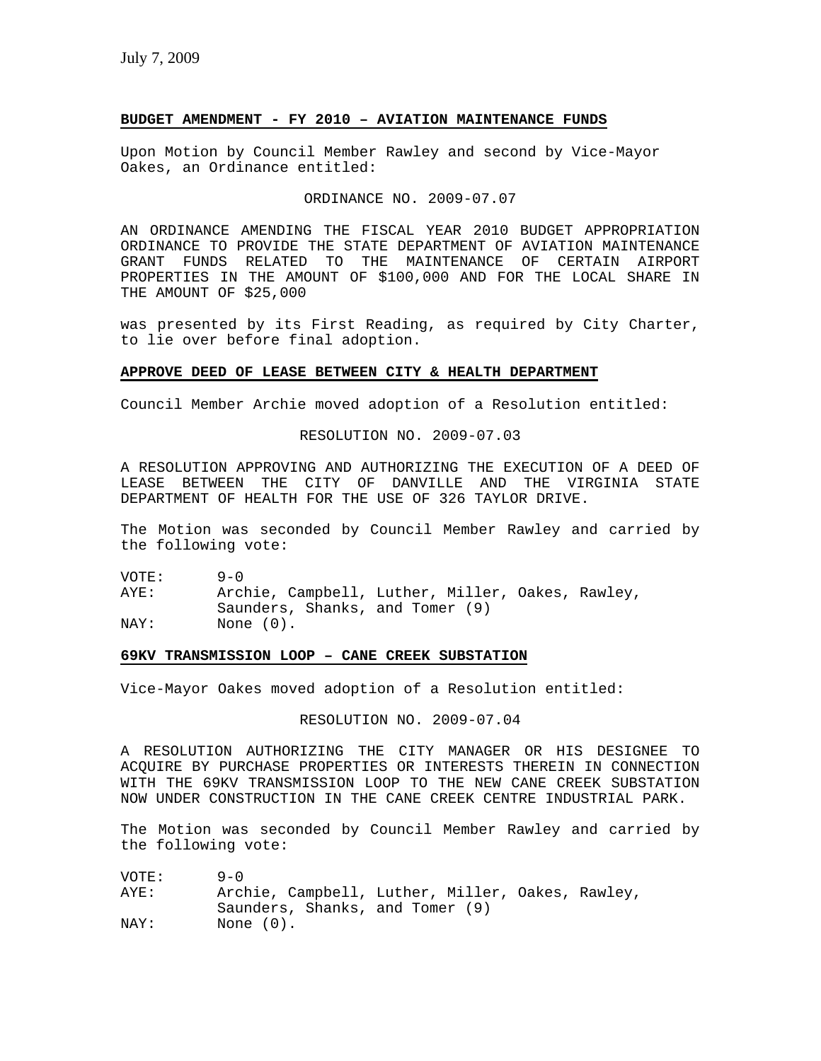July 7, 2009

**BUDGET AMENDMENT - FY 2010 – AVIATION MAINTENANCE FUNDS**

Upon Motion by Council Member Rawley and second by Vice-Mayor Oakes, an Ordinance entitled:

ORDINANCE NO. 2009-07.07

AN ORDINANCE AMENDING THE FISCAL YEAR 2010 BUDGET APPROPRIATION ORDINANCE TO PROVIDE THE STATE DEPARTMENT OF AVIATION MAINTENANCE GRANT FUNDS RELATED TO THE MAINTENANCE OF CERTAIN AIRPORT PROPERTIES IN THE AMOUNT OF $100,000 AND FOR THE LOCAL SHARE IN THE AMOUNT OF $25,000

was presented by its First Reading, as required by City Charter, to lie over before final adoption.

**APPROVE DEED OF LEASE BETWEEN CITY & HEALTH DEPARTMENT**

Council Member Archie moved adoption of a Resolution entitled:

RESOLUTION NO. 2009-07.03

A RESOLUTION APPROVING AND AUTHORIZING THE EXECUTION OF A DEED OF LEASE BETWEEN THE CITY OF DANVILLE AND THE VIRGINIA STATE DEPARTMENT OF HEALTH FOR THE USE OF 326 TAYLOR DRIVE.

The Motion was seconded by Council Member Rawley and carried by the following vote:

VOTE: 9-0
AYE: Archie, Campbell, Luther, Miller, Oakes, Rawley, Saunders, Shanks, and Tomer (9)
NAY: None (0).

**69KV TRANSMISSION LOOP – CANE CREEK SUBSTATION**

Vice-Mayor Oakes moved adoption of a Resolution entitled:

RESOLUTION NO. 2009-07.04

A RESOLUTION AUTHORIZING THE CITY MANAGER OR HIS DESIGNEE TO ACQUIRE BY PURCHASE PROPERTIES OR INTERESTS THEREIN IN CONNECTION WITH THE 69KV TRANSMISSION LOOP TO THE NEW CANE CREEK SUBSTATION NOW UNDER CONSTRUCTION IN THE CANE CREEK CENTRE INDUSTRIAL PARK.

The Motion was seconded by Council Member Rawley and carried by the following vote:

VOTE: 9-0
AYE: Archie, Campbell, Luther, Miller, Oakes, Rawley, Saunders, Shanks, and Tomer (9)
NAY: None (0).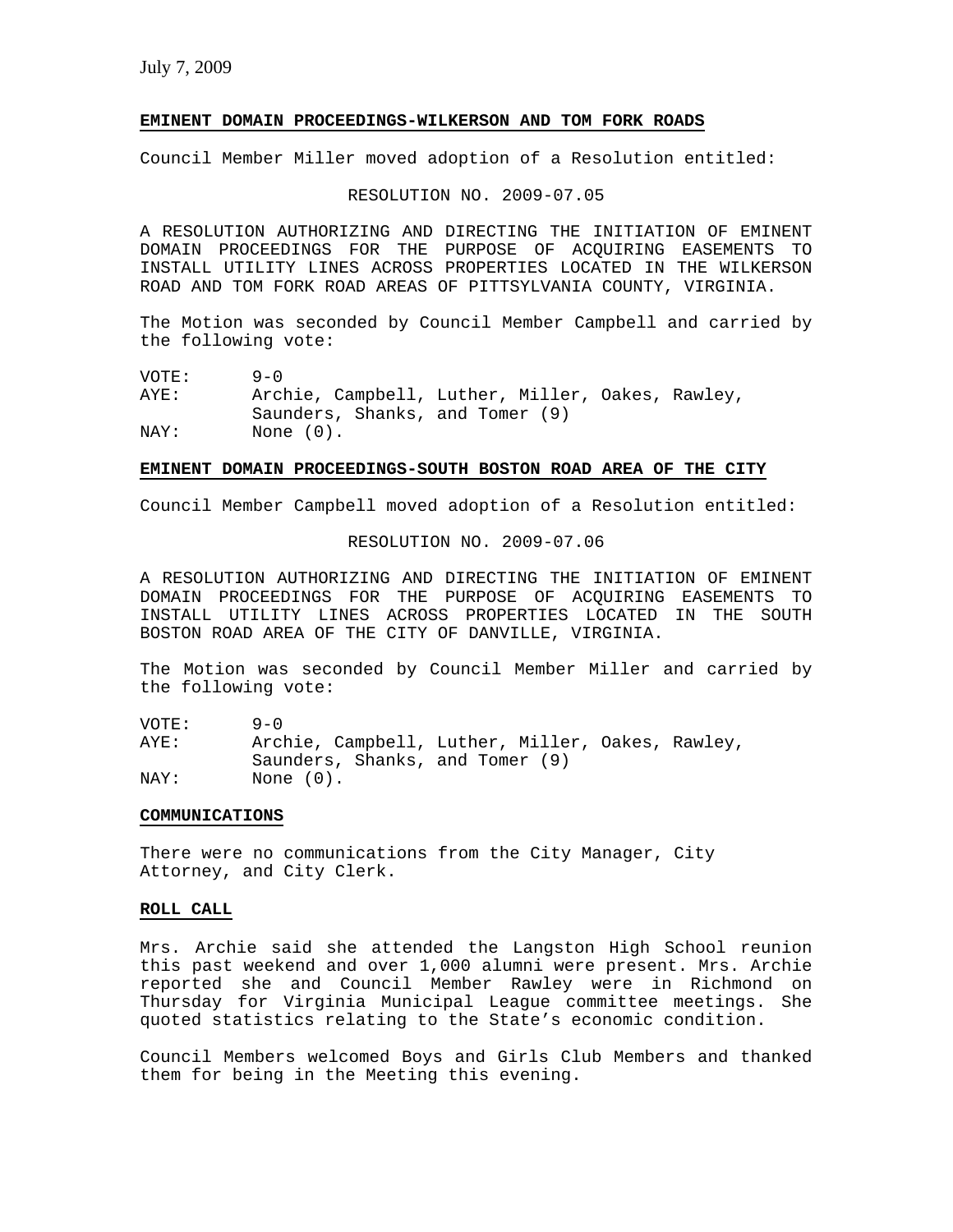July 7, 2009

**EMINENT DOMAIN PROCEEDINGS-WILKERSON AND TOM FORK ROADS**

Council Member Miller moved adoption of a Resolution entitled:

RESOLUTION NO. 2009-07.05

A RESOLUTION AUTHORIZING AND DIRECTING THE INITIATION OF EMINENT DOMAIN PROCEEDINGS FOR THE PURPOSE OF ACQUIRING EASEMENTS TO INSTALL UTILITY LINES ACROSS PROPERTIES LOCATED IN THE WILKERSON ROAD AND TOM FORK ROAD AREAS OF PITTSYLVANIA COUNTY, VIRGINIA.

The Motion was seconded by Council Member Campbell and carried by the following vote:

VOTE: 9-0
AYE: Archie, Campbell, Luther, Miller, Oakes, Rawley, Saunders, Shanks, and Tomer (9)
NAY: None (0).

**EMINENT DOMAIN PROCEEDINGS-SOUTH BOSTON ROAD AREA OF THE CITY**

Council Member Campbell moved adoption of a Resolution entitled:

RESOLUTION NO. 2009-07.06

A RESOLUTION AUTHORIZING AND DIRECTING THE INITIATION OF EMINENT DOMAIN PROCEEDINGS FOR THE PURPOSE OF ACQUIRING EASEMENTS TO INSTALL UTILITY LINES ACROSS PROPERTIES LOCATED IN THE SOUTH BOSTON ROAD AREA OF THE CITY OF DANVILLE, VIRGINIA.

The Motion was seconded by Council Member Miller and carried by the following vote:

VOTE: 9-0
AYE: Archie, Campbell, Luther, Miller, Oakes, Rawley, Saunders, Shanks, and Tomer (9)
NAY: None (0).

**COMMUNICATIONS**

There were no communications from the City Manager, City Attorney, and City Clerk.

**ROLL CALL**

Mrs. Archie said she attended the Langston High School reunion this past weekend and over 1,000 alumni were present. Mrs. Archie reported she and Council Member Rawley were in Richmond on Thursday for Virginia Municipal League committee meetings. She quoted statistics relating to the State's economic condition.

Council Members welcomed Boys and Girls Club Members and thanked them for being in the Meeting this evening.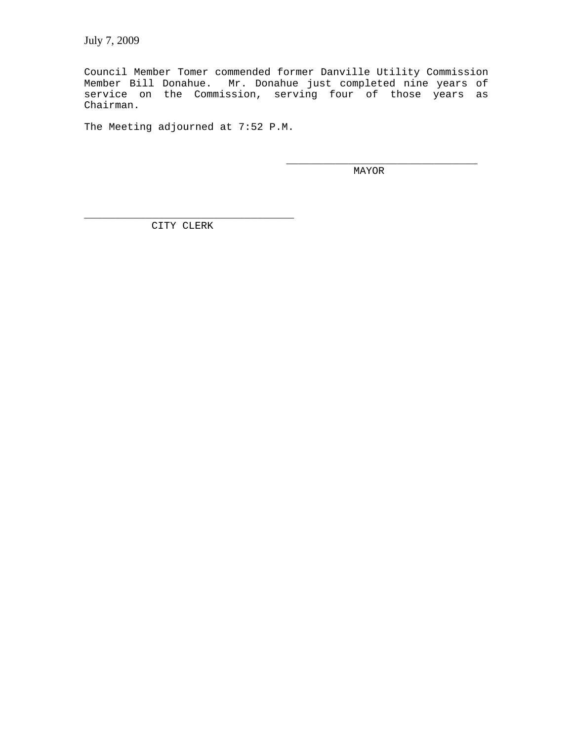Council Member Tomer commended former Danville Utility Commission Member Bill Donahue. Mr. Donahue just completed nine years of service on the Commission, serving four of those years as Chairman.

The Meeting adjourned at 7:52 P.M.

\_\_\_\_\_\_\_\_\_\_\_\_\_\_\_\_\_\_\_\_\_\_\_\_\_\_\_\_\_\_\_\_\_\_\_\_
MAYOR

\_\_\_\_\_\_\_\_\_\_\_\_\_\_\_\_\_\_\_\_\_\_\_\_\_\_\_\_\_\_\_\_\_\_\_\_
CITY CLERK